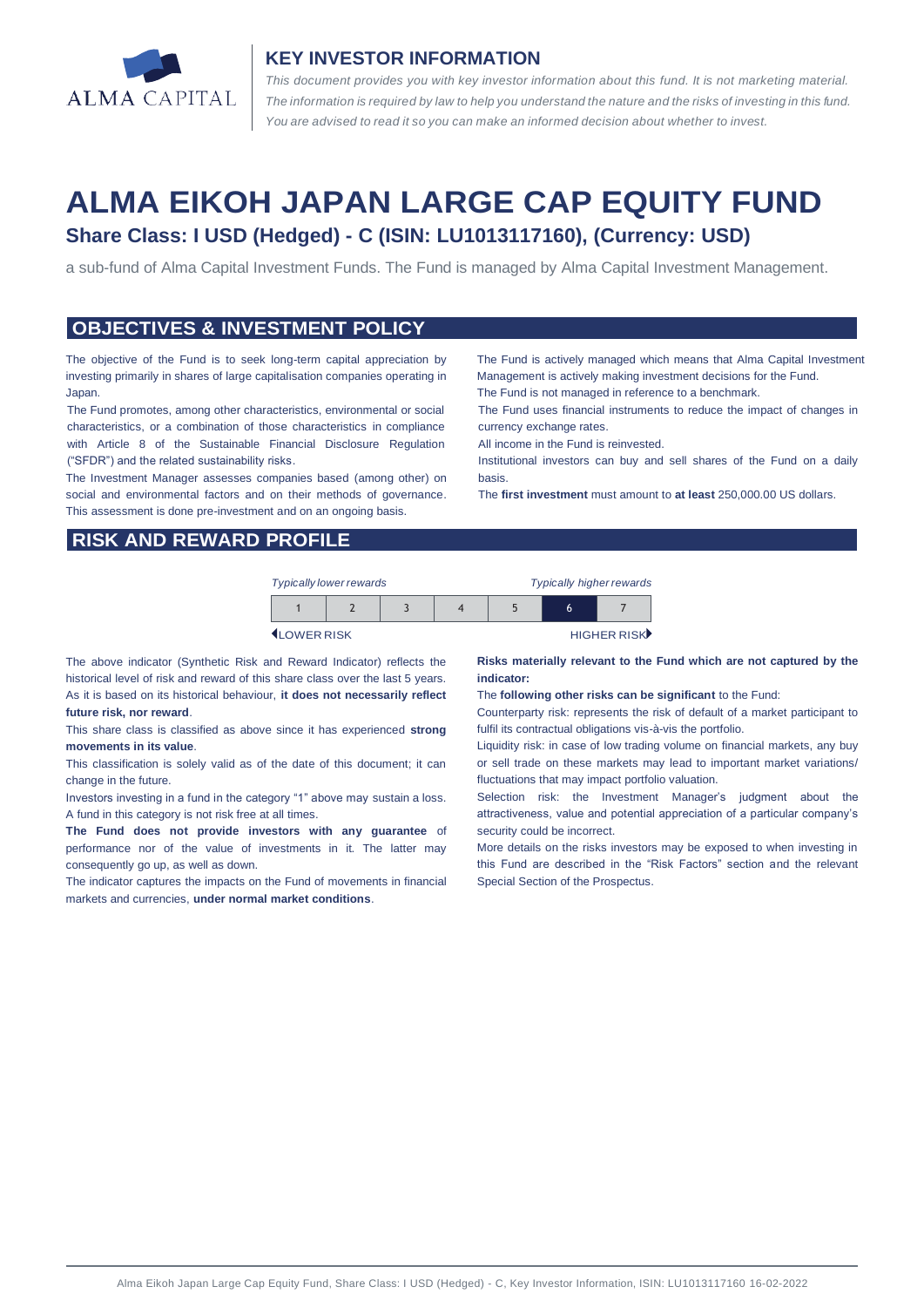ALMA CAPITAL

## KEY INVESTOR INFORMATION

*This document provides you with key investor information about this fund. It is not marketing material. The information is required by law to help you understand the nature and the risks of investing in this fund. You are advised to read it so you can make an informed decision about whether to invest.*

# ALMA EIKOH JAPAN LARGE CAP EQUITY FUND

### Share Class: I USD (Hedged) - C (ISIN: LU1013117160), (Currency: USD)

a sub-fund of Alma Capital Investment Funds. The Fund is managed by Alma Capital Investment Management.

## OBJECTIVES & INVESTMENT POLICY

The objective of the Fund is to seek long-term capital appreciation by investing primarily in shares of large capitalisation companies operating in Japan.

The Fund promotes, among other characteristics, environmental or social characteristics, or a combination of those characteristics in compliance with Article 8 of the Sustainable Financial Disclosure Regulation ("SFDR") and the related sustainability risks.

The Investment Manager assesses companies based (among other) on social and environmental factors and on their methods of governance. This assessment is done pre-investment and on an ongoing basis.

The Fund is actively managed which means that Alma Capital Investment Management is actively making investment decisions for the Fund.

The Fund is not managed in reference to a benchmark.

The Fund uses financial instruments to reduce the impact of changes in currency exchange rates.

All income in the Fund is reinvested.

Institutional investors can buy and sell shares of the Fund on a daily basis.

The **first investment** must amount to **at least** 250,000.00 US dollars.

## RISK AND REWARD PROFILE

| *Typically lower rewards* | | | | | | *Typically higher rewards* |
|---|---|---|---|---|---|---|
| 1 | 2 | 3 | 4 | 5 | **6** | 7 |
| LOWER RISK | | | | | | HIGHER RISK |

The above indicator (Synthetic Risk and Reward Indicator) reflects the historical level of risk and reward of this share class over the last 5 years. As it is based on its historical behaviour, **it does not necessarily reflect future risk, nor reward**.

This share class is classified as above since it has experienced **strong movements in its value**.

This classification is solely valid as of the date of this document; it can change in the future.

Investors investing in a fund in the category "1" above may sustain a loss. A fund in this category is not risk free at all times.

**The Fund does not provide investors with any guarantee** of performance nor of the value of investments in it. The latter may consequently go up, as well as down.

The indicator captures the impacts on the Fund of movements in financial markets and currencies, **under normal market conditions**.

**Risks materially relevant to the Fund which are not captured by the indicator:**

The **following other risks can be significant** to the Fund:

Counterparty risk: represents the risk of default of a market participant to fulfil its contractual obligations vis-à-vis the portfolio.

Liquidity risk: in case of low trading volume on financial markets, any buy or sell trade on these markets may lead to important market variations/ fluctuations that may impact portfolio valuation.

Selection risk: the Investment Manager's judgment about the attractiveness, value and potential appreciation of a particular company's security could be incorrect.

More details on the risks investors may be exposed to when investing in this Fund are described in the "Risk Factors" section and the relevant Special Section of the Prospectus.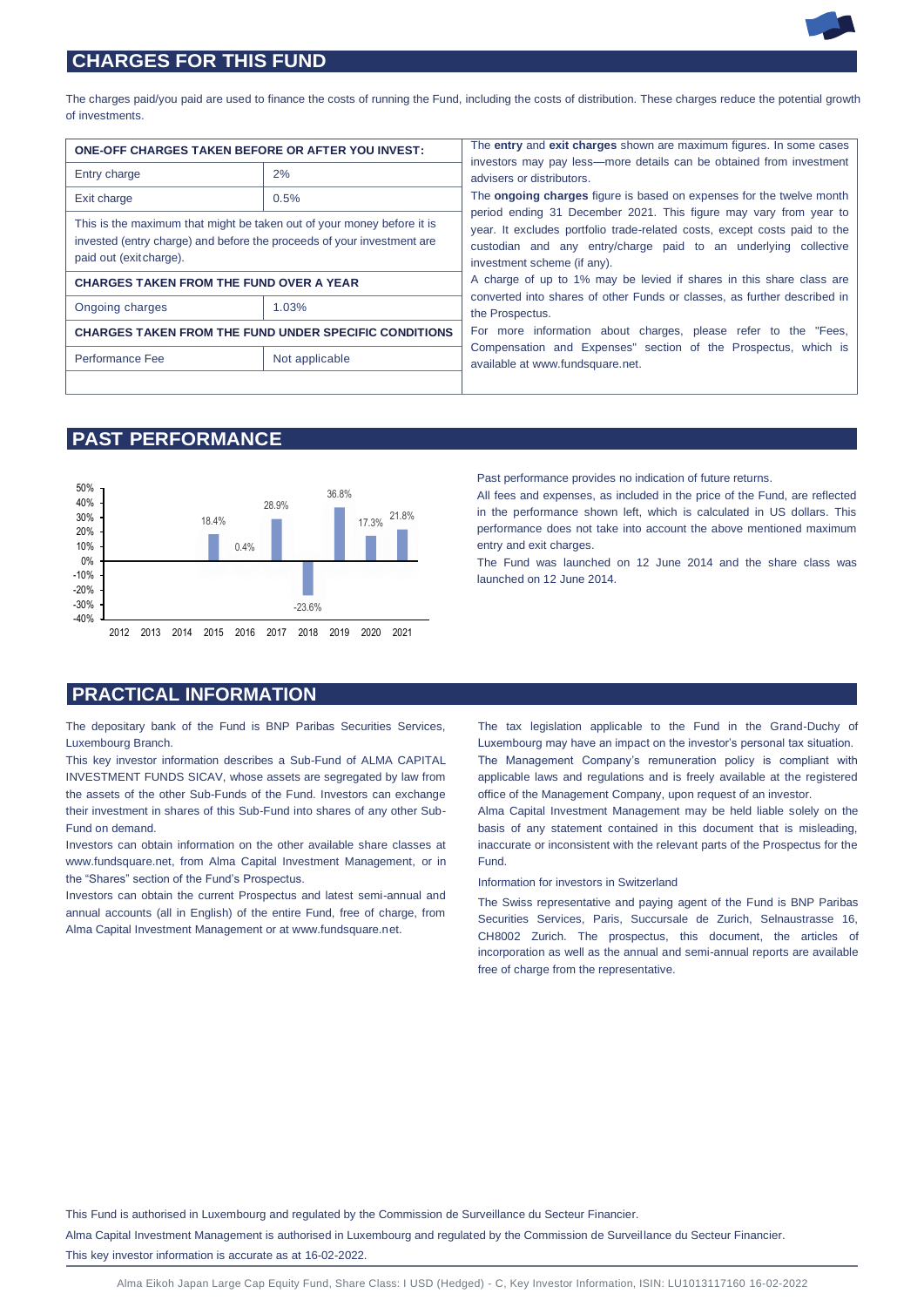## CHARGES FOR THIS FUND

The charges paid/you paid are used to finance the costs of running the Fund, including the costs of distribution. These charges reduce the potential growth of investments.

| ONE-OFF CHARGES TAKEN BEFORE OR AFTER YOU INVEST: | |
|---|---|
| Entry charge | 2% |
| Exit charge | 0.5% |
| This is the maximum that might be taken out of your money before it is invested (entry charge) and before the proceeds of your investment are paid out (exit charge). | |
| **CHARGES TAKEN FROM THE FUND OVER A YEAR** | |
| Ongoing charges | 1.03% |
| **CHARGES TAKEN FROM THE FUND UNDER SPECIFIC CONDITIONS** | |
| Performance Fee | Not applicable |

The **entry** and **exit charges** shown are maximum figures. In some cases investors may pay less—more details can be obtained from investment advisers or distributors.

The **ongoing charges** figure is based on expenses for the twelve month period ending 31 December 2021. This figure may vary from year to year. It excludes portfolio trade-related costs, except costs paid to the custodian and any entry/charge paid to an underlying collective investment scheme (if any).

A charge of up to 1% may be levied if shares in this share class are converted into shares of other Funds or classes, as further described in the Prospectus.

For more information about charges, please refer to the "Fees, Compensation and Expenses" section of the Prospectus, which is available at www.fundsquare.net.

## PAST PERFORMANCE

50%
40%
30%
20%
10%
0%
-10%
-20%
-30%
-40%

18.4%
0.4%
28.9%
-23.6%
36.8%
17.3%
21.8%

2012 2013 2014 2015 2016 2017 2018 2019 2020 2021

Past performance provides no indication of future returns.

All fees and expenses, as included in the price of the Fund, are reflected in the performance shown left, which is calculated in US dollars. This performance does not take into account the above mentioned maximum entry and exit charges.

The Fund was launched on 12 June 2014 and the share class was launched on 12 June 2014.

## PRACTICAL INFORMATION

The depositary bank of the Fund is BNP Paribas Securities Services, Luxembourg Branch.

This key investor information describes a Sub-Fund of ALMA CAPITAL INVESTMENT FUNDS SICAV, whose assets are segregated by law from the assets of the other Sub-Funds of the Fund. Investors can exchange their investment in shares of this Sub-Fund into shares of any other Sub-Fund on demand.

Investors can obtain information on the other available share classes at www.fundsquare.net, from Alma Capital Investment Management, or in the "Shares" section of the Fund's Prospectus.

Investors can obtain the current Prospectus and latest semi-annual and annual accounts (all in English) of the entire Fund, free of charge, from Alma Capital Investment Management or at www.fundsquare.net.

The tax legislation applicable to the Fund in the Grand-Duchy of Luxembourg may have an impact on the investor's personal tax situation.

The Management Company's remuneration policy is compliant with applicable laws and regulations and is freely available at the registered office of the Management Company, upon request of an investor.

Alma Capital Investment Management may be held liable solely on the basis of any statement contained in this document that is misleading, inaccurate or inconsistent with the relevant parts of the Prospectus for the Fund.

Information for investors in Switzerland

The Swiss representative and paying agent of the Fund is BNP Paribas Securities Services, Paris, Succursale de Zurich, Selnaustrasse 16, CH8002 Zurich. The prospectus, this document, the articles of incorporation as well as the annual and semi-annual reports are available free of charge from the representative.

This Fund is authorised in Luxembourg and regulated by the Commission de Surveillance du Secteur Financier.

Alma Capital Investment Management is authorised in Luxembourg and regulated by the Commission de Surveillance du Secteur Financier.

This key investor information is accurate as at 16-02-2022.